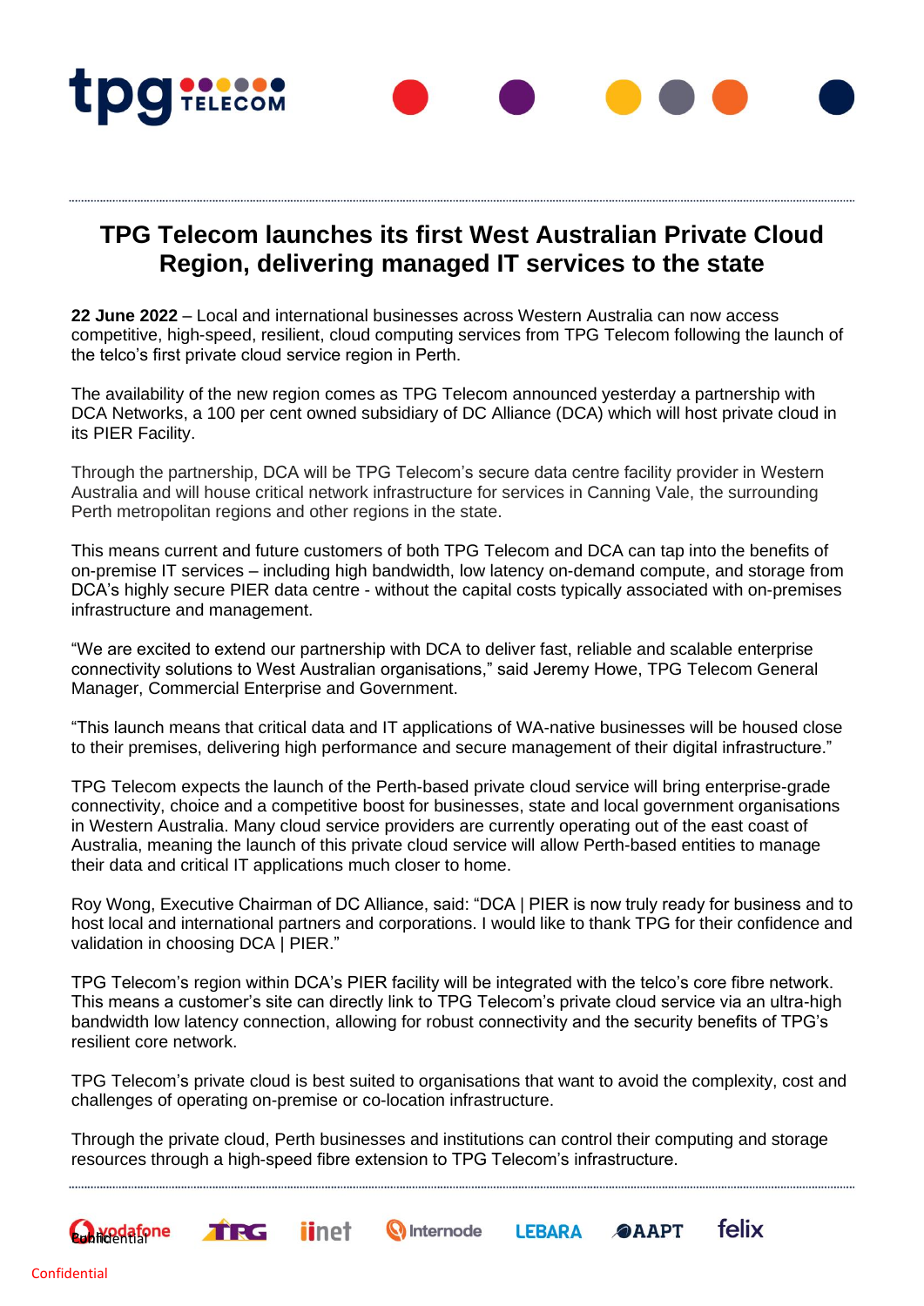# TPG Telecom launches its first West Australian Private Cloud Region, delivering managed IT services to the state

**22 June 2022** – Local and international businesses across Western Australia can now access competitive, high-speed, resilient, cloud computing services from TPG Telecom following the launch of the telco's first private cloud service region in Perth.

The availability of the new region comes as TPG Telecom announced yesterday a partnership with DCA Networks, a 100 per cent owned subsidiary of DC Alliance (DCA) which will host private cloud in its PIER Facility.

Through the partnership, DCA will be TPG Telecom's secure data centre facility provider in Western Australia and will house critical network infrastructure for services in Canning Vale, the surrounding Perth metropolitan regions and other regions in the state.

This means current and future customers of both TPG Telecom and DCA can tap into the benefits of on-premise IT services – including high bandwidth, low latency on-demand compute, and storage from DCA's highly secure PIER data centre - without the capital costs typically associated with on-premises infrastructure and management.

"We are excited to extend our partnership with DCA to deliver fast, reliable and scalable enterprise connectivity solutions to West Australian organisations," said Jeremy Howe, TPG Telecom General Manager, Commercial Enterprise and Government.

"This launch means that critical data and IT applications of WA-native businesses will be housed close to their premises, delivering high performance and secure management of their digital infrastructure."

TPG Telecom expects the launch of the Perth-based private cloud service will bring enterprise-grade connectivity, choice and a competitive boost for businesses, state and local government organisations in Western Australia. Many cloud service providers are currently operating out of the east coast of Australia, meaning the launch of this private cloud service will allow Perth-based entities to manage their data and critical IT applications much closer to home.

Roy Wong, Executive Chairman of DC Alliance, said: "DCA | PIER is now truly ready for business and to host local and international partners and corporations. I would like to thank TPG for their confidence and validation in choosing DCA | PIER."

TPG Telecom's region within DCA's PIER facility will be integrated with the telco's core fibre network. This means a customer's site can directly link to TPG Telecom's private cloud service via an ultra-high bandwidth low latency connection, allowing for robust connectivity and the security benefits of TPG's resilient core network.

TPG Telecom's private cloud is best suited to organisations that want to avoid the complexity, cost and challenges of operating on-premise or co-location infrastructure.

Through the private cloud, Perth businesses and institutions can control their computing and storage resources through a high-speed fibre extension to TPG Telecom's infrastructure.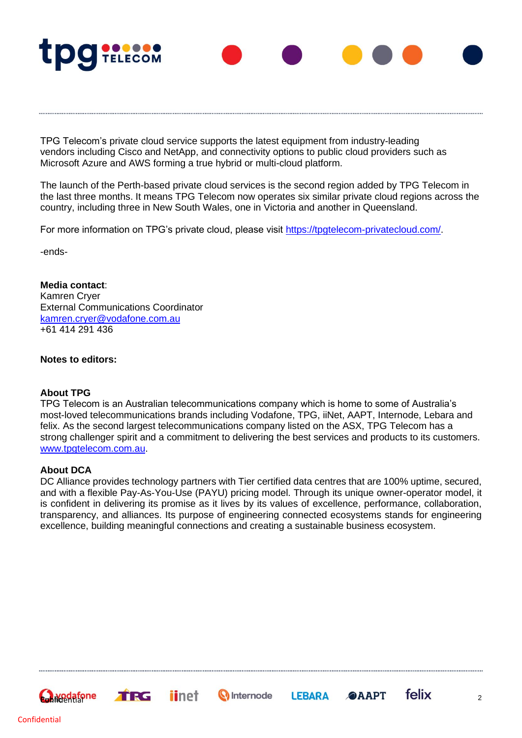TPG Telecom's private cloud service supports the latest equipment from industry-leading vendors including Cisco and NetApp, and connectivity options to public cloud providers such as Microsoft Azure and AWS forming a true hybrid or multi-cloud platform.

The launch of the Perth-based private cloud services is the second region added by TPG Telecom in the last three months. It means TPG Telecom now operates six similar private cloud regions across the country, including three in New South Wales, one in Victoria and another in Queensland.

For more information on TPG's private cloud, please visit https://tpgtelecom-privatecloud.com/.

-ends-

**Media contact**:
Kamren Cryer
External Communications Coordinator
kamren.cryer@vodafone.com.au
+61 414 291 436

**Notes to editors:**

**About TPG**
TPG Telecom is an Australian telecommunications company which is home to some of Australia's most-loved telecommunications brands including Vodafone, TPG, iiNet, AAPT, Internode, Lebara and felix. As the second largest telecommunications company listed on the ASX, TPG Telecom has a strong challenger spirit and a commitment to delivering the best services and products to its customers. www.tpgtelecom.com.au.

**About DCA**
DC Alliance provides technology partners with Tier certified data centres that are 100% uptime, secured, and with a flexible Pay-As-You-Use (PAYU) pricing model. Through its unique owner-operator model, it is confident in delivering its promise as it lives by its values of excellence, performance, collaboration, transparency, and alliances. Its purpose of engineering connected ecosystems stands for engineering excellence, building meaningful connections and creating a sustainable business ecosystem.